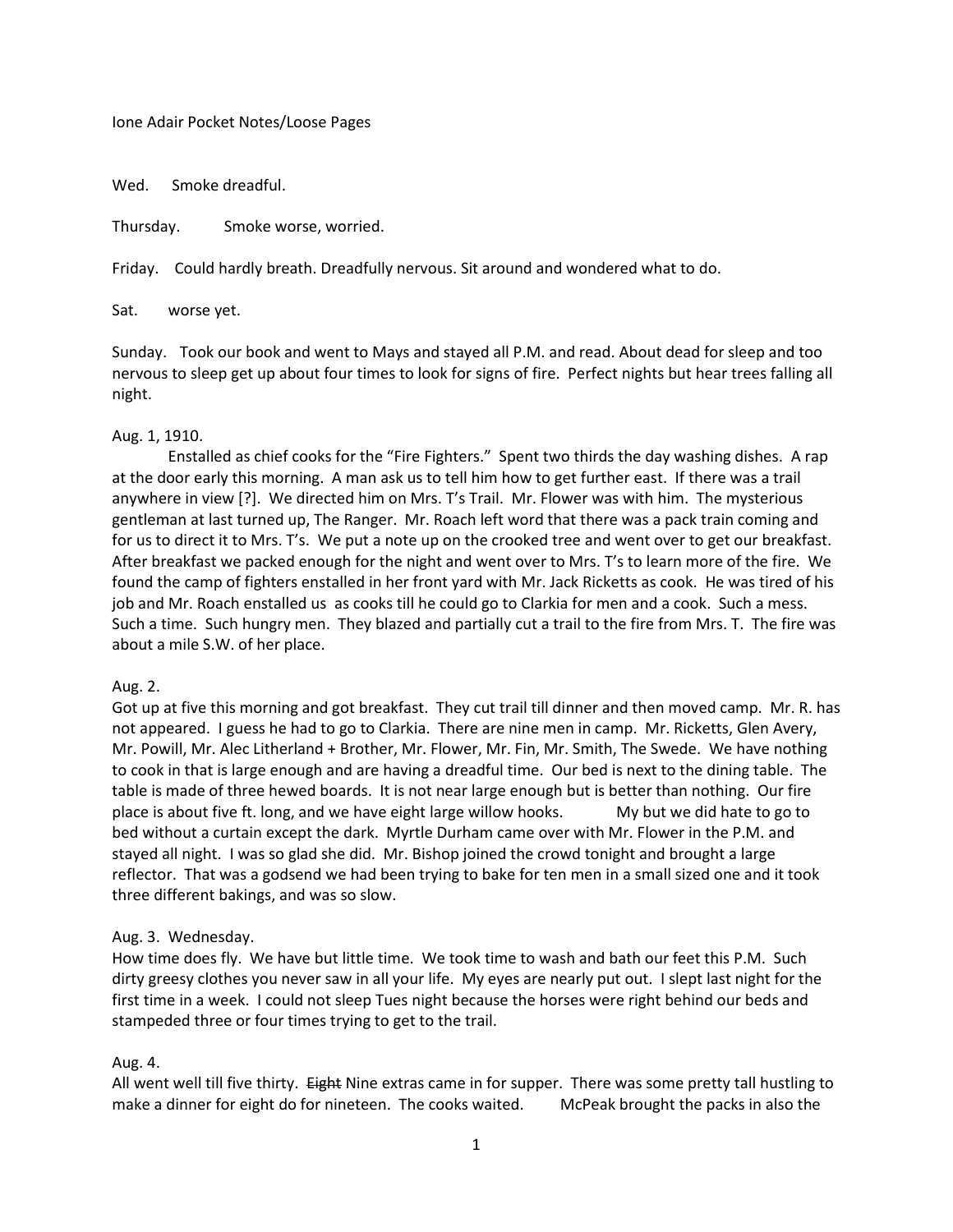Ione Adair Pocket Notes/Loose Pages

Wed. Smoke dreadful.

Thursday. Smoke worse, worried.

Friday. Could hardly breath. Dreadfully nervous. Sit around and wondered what to do.

Sat. worse yet.

Sunday. Took our book and went to Mays and stayed all P.M. and read. About dead for sleep and too nervous to sleep get up about four times to look for signs of fire. Perfect nights but hear trees falling all night.

Aug. 1, 1910.

Enstalled as chief cooks for the "Fire Fighters." Spent two thirds the day washing dishes. A rap at the door early this morning. A man ask us to tell him how to get further east. If there was a trail anywhere in view [?]. We directed him on Mrs. T's Trail. Mr. Flower was with him. The mysterious gentleman at last turned up, The Ranger. Mr. Roach left word that there was a pack train coming and for us to direct it to Mrs. T's. We put a note up on the crooked tree and went over to get our breakfast. After breakfast we packed enough for the night and went over to Mrs. T's to learn more of the fire. We found the camp of fighters enstalled in her front yard with Mr. Jack Ricketts as cook. He was tired of his job and Mr. Roach enstalled us as cooks till he could go to Clarkia for men and a cook. Such a mess. Such a time. Such hungry men. They blazed and partially cut a trail to the fire from Mrs. T. The fire was about a mile S.W. of her place.

Aug. 2.

Got up at five this morning and got breakfast. They cut trail till dinner and then moved camp. Mr. R. has not appeared. I guess he had to go to Clarkia. There are nine men in camp. Mr. Ricketts, Glen Avery, Mr. Powill, Mr. Alec Litherland + Brother, Mr. Flower, Mr. Fin, Mr. Smith, The Swede. We have nothing to cook in that is large enough and are having a dreadful time. Our bed is next to the dining table. The table is made of three hewed boards. It is not near large enough but is better than nothing. Our fire place is about five ft. long, and we have eight large willow hooks. My but we did hate to go to bed without a curtain except the dark. Myrtle Durham came over with Mr. Flower in the P.M. and stayed all night. I was so glad she did. Mr. Bishop joined the crowd tonight and brought a large reflector. That was a godsend we had been trying to bake for ten men in a small sized one and it took three different bakings, and was so slow.

Aug. 3. Wednesday.

How time does fly. We have but little time. We took time to wash and bath our feet this P.M. Such dirty greesy clothes you never saw in all your life. My eyes are nearly put out. I slept last night for the first time in a week. I could not sleep Tues night because the horses were right behind our beds and stampeded three or four times trying to get to the trail.

Aug. 4.

All went well till five thirty. ~~Eight~~ Nine extras came in for supper. There was some pretty tall hustling to make a dinner for eight do for nineteen. The cooks waited. McPeak brought the packs in also the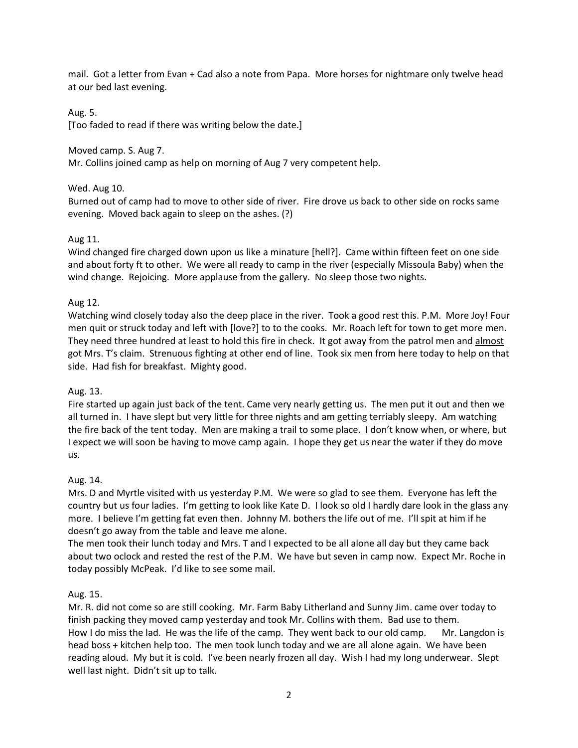mail. Got a letter from Evan + Cad also a note from Papa. More horses for nightmare only twelve head at our bed last evening.

Aug. 5.
[Too faded to read if there was writing below the date.]

Moved camp. S. Aug 7.
Mr. Collins joined camp as help on morning of Aug 7 very competent help.

Wed. Aug 10.
Burned out of camp had to move to other side of river. Fire drove us back to other side on rocks same evening. Moved back again to sleep on the ashes. (?)

Aug 11.
Wind changed fire charged down upon us like a minature [hell?]. Came within fifteen feet on one side and about forty ft to other. We were all ready to camp in the river (especially Missoula Baby) when the wind change. Rejoicing. More applause from the gallery. No sleep those two nights.

Aug 12.
Watching wind closely today also the deep place in the river. Took a good rest this. P.M. More Joy! Four men quit or struck today and left with [love?] to to the cooks. Mr. Roach left for town to get more men. They need three hundred at least to hold this fire in check. It got away from the patrol men and <u>almost</u> got Mrs. T's claim. Strenuous fighting at other end of line. Took six men from here today to help on that side. Had fish for breakfast. Mighty good.

Aug. 13.
Fire started up again just back of the tent. Came very nearly getting us. The men put it out and then we all turned in. I have slept but very little for three nights and am getting terriably sleepy. Am watching the fire back of the tent today. Men are making a trail to some place. I don't know when, or where, but I expect we will soon be having to move camp again. I hope they get us near the water if they do move us.

Aug. 14.
Mrs. D and Myrtle visited with us yesterday P.M. We were so glad to see them. Everyone has left the country but us four ladies. I'm getting to look like Kate D. I look so old I hardly dare look in the glass any more. I believe I'm getting fat even then. Johnny M. bothers the life out of me. I'll spit at him if he doesn't go away from the table and leave me alone.
The men took their lunch today and Mrs. T and I expected to be all alone all day but they came back about two oclock and rested the rest of the P.M. We have but seven in camp now. Expect Mr. Roche in today possibly McPeak. I'd like to see some mail.

Aug. 15.
Mr. R. did not come so are still cooking. Mr. Farm Baby Litherland and Sunny Jim. came over today to finish packing they moved camp yesterday and took Mr. Collins with them. Bad use to them. How I do miss the lad. He was the life of the camp. They went back to our old camp. Mr. Langdon is head boss + kitchen help too. The men took lunch today and we are all alone again. We have been reading aloud. My but it is cold. I've been nearly frozen all day. Wish I had my long underwear. Slept well last night. Didn't sit up to talk.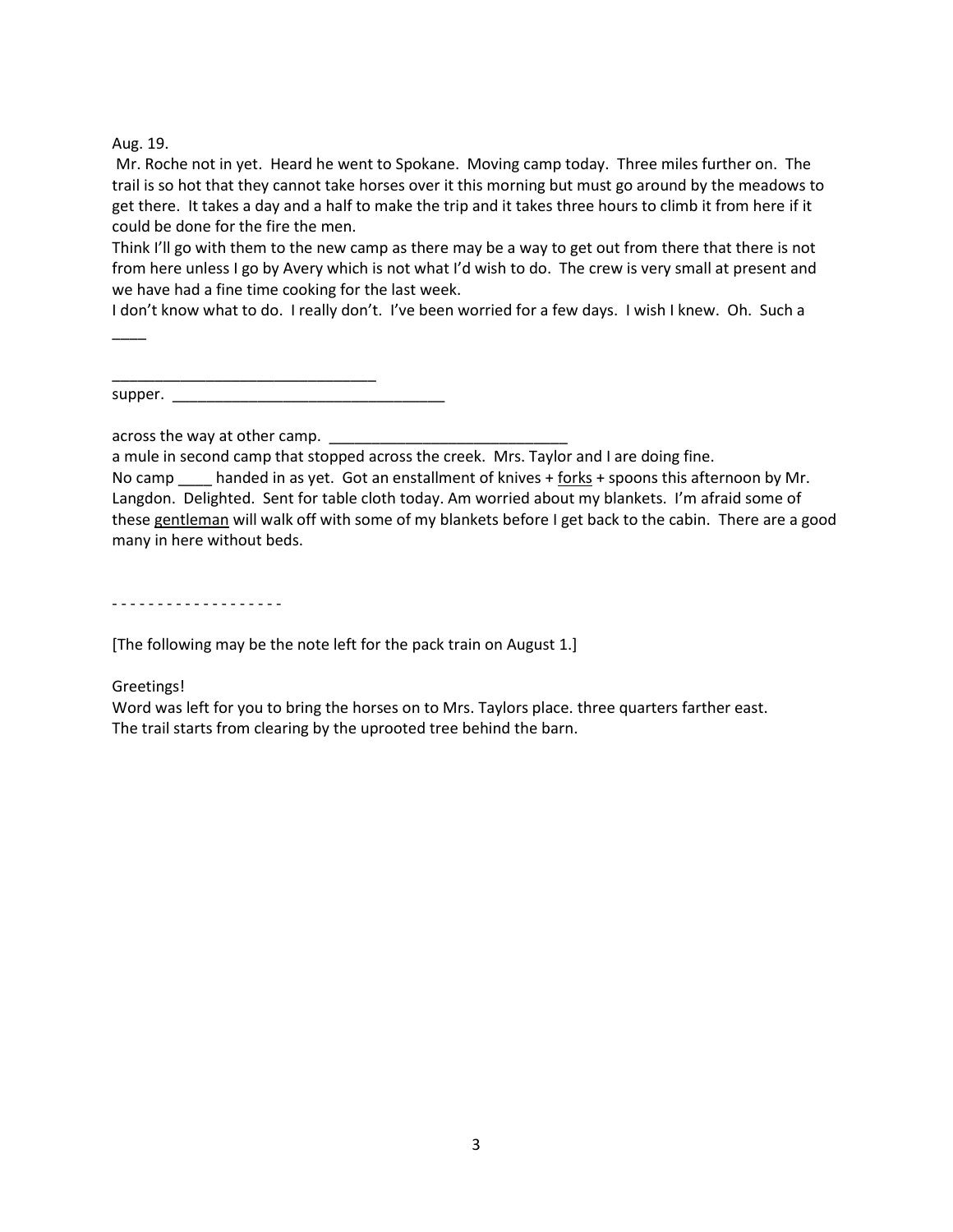Aug. 19.

Mr. Roche not in yet. Heard he went to Spokane. Moving camp today. Three miles further on. The trail is so hot that they cannot take horses over it this morning but must go around by the meadows to get there. It takes a day and a half to make the trip and it takes three hours to climb it from here if it could be done for the fire the men.

Think I'll go with them to the new camp as there may be a way to get out from there that there is not from here unless I go by Avery which is not what I'd wish to do. The crew is very small at present and we have had a fine time cooking for the last week.

I don't know what to do. I really don't. I've been worried for a few days. I wish I knew. Oh. Such a ____

________________________________

supper. ________________________________

across the way at other camp. ____________________________

a mule in second camp that stopped across the creek. Mrs. Taylor and I are doing fine.

No camp ____ handed in as yet. Got an enstallment of knives + <u>forks</u> + spoons this afternoon by Mr. Langdon. Delighted. Sent for table cloth today. Am worried about my blankets. I'm afraid some of these <u>gentleman</u> will walk off with some of my blankets before I get back to the cabin. There are a good many in here without beds.

- - - - - - - - - - - - - - - - - - -

[The following may be the note left for the pack train on August 1.]

Greetings!

Word was left for you to bring the horses on to Mrs. Taylors place. three quarters farther east.

The trail starts from clearing by the uprooted tree behind the barn.